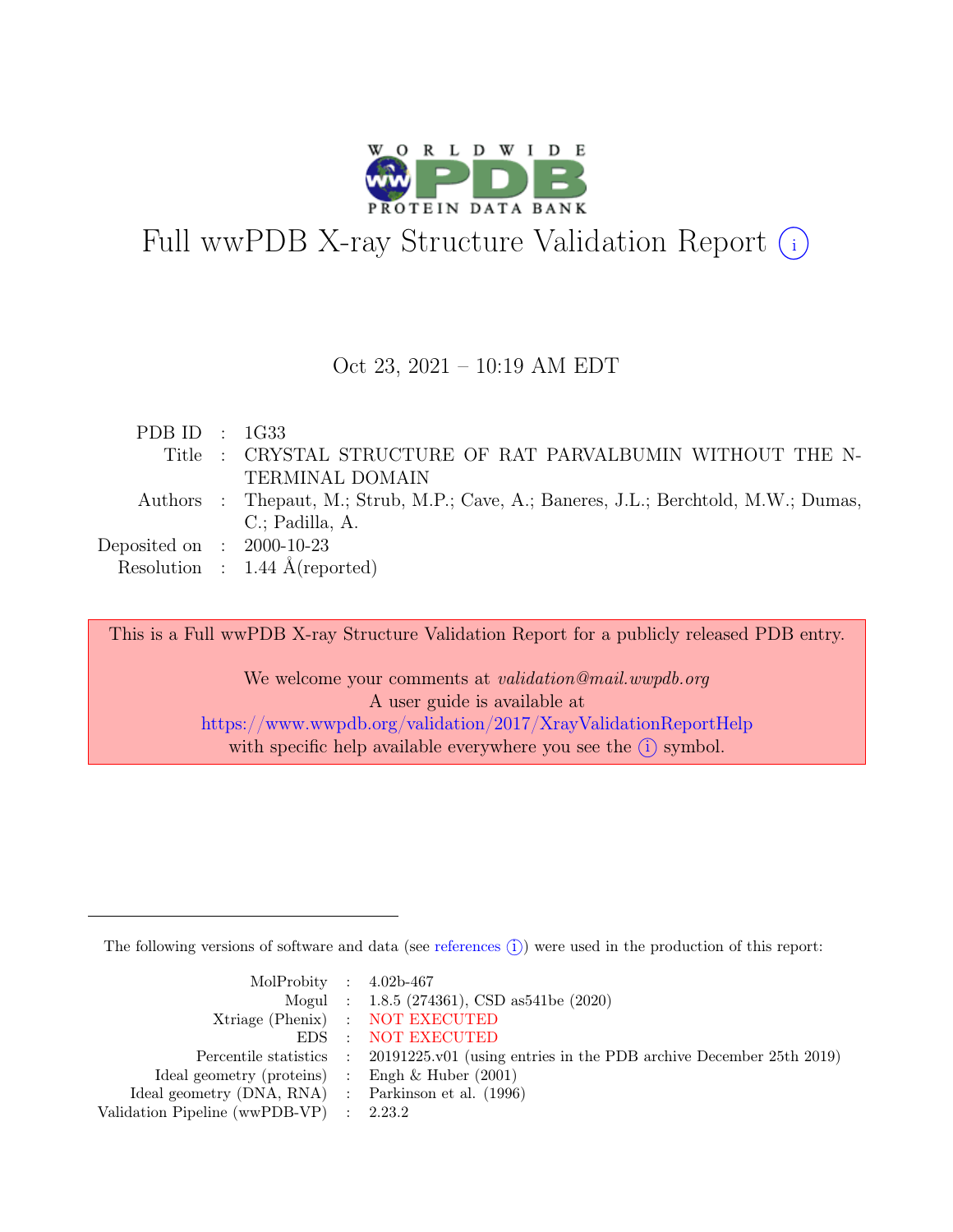# Full wwPDB X-ray Structure Validation Report (i)

Oct 23, 2021 – 10:19 AM EDT

| | | |
|---|---|---|
| PDB ID | : | 1G33 |
| Title | : | CRYSTAL STRUCTURE OF RAT PARVALBUMIN WITHOUT THE N-TERMINAL DOMAIN |
| Authors | : | Thepaut, M.; Strub, M.P.; Cave, A.; Baneres, J.L.; Berchtold, M.W.; Dumas, C.; Padilla, A. |
| Deposited on | : | 2000-10-23 |
| Resolution | : | 1.44 Å(reported) |

This is a Full wwPDB X-ray Structure Validation Report for a publicly released PDB entry.

We welcome your comments at *validation@mail.wwpdb.org*
A user guide is available at
https://www.wwpdb.org/validation/2017/XrayValidationReportHelp
with specific help available everywhere you see the (i) symbol.

The following versions of software and data (see references (i)) were used in the production of this report:

| | | |
|---|---|---|
| MolProbity | : | 4.02b-467 |
| Mogul | : | 1.8.5 (274361), CSD as541be (2020) |
| Xtriage (Phenix) | : | NOT EXECUTED |
| EDS | : | NOT EXECUTED |
| Percentile statistics | : | 20191225.v01 (using entries in the PDB archive December 25th 2019) |
| Ideal geometry (proteins) | : | Engh & Huber (2001) |
| Ideal geometry (DNA, RNA) | : | Parkinson et al. (1996) |
| Validation Pipeline (wwPDB-VP) | : | 2.23.2 |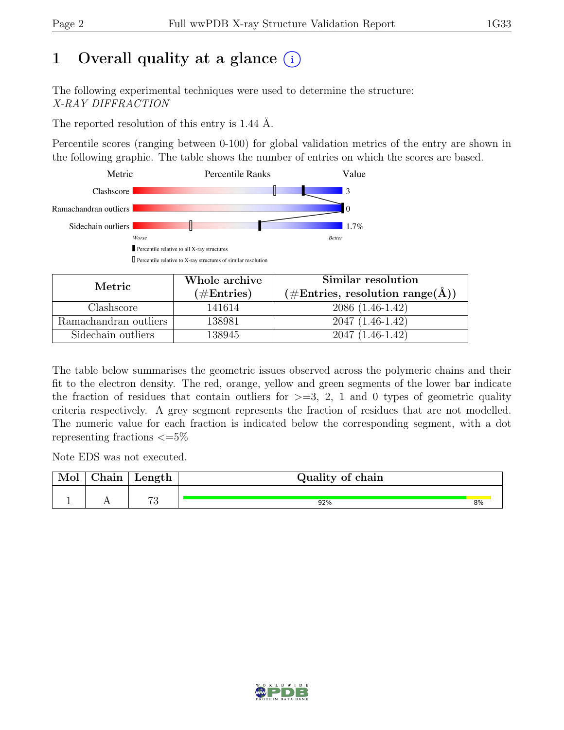# 1 Overall quality at a glance (i)

The following experimental techniques were used to determine the structure:
*X-RAY DIFFRACTION*

The reported resolution of this entry is 1.44 Å.

Percentile scores (ranging between 0-100) for global validation metrics of the entry are shown in the following graphic. The table shows the number of entries on which the scores are based.

| Metric | Value |
|---|---|
| Clashscore | 3 |
| Ramachandran outliers | 0 |
| Sidechain outliers | 1.7% |

Worse — Better

▮ Percentile relative to all X-ray structures
▯ Percentile relative to X-ray structures of similar resolution

| Metric | Whole archive (#Entries) | Similar resolution (#Entries, resolution range(Å)) |
|---|---|---|
| Clashscore | 141614 | 2086 (1.46-1.42) |
| Ramachandran outliers | 138981 | 2047 (1.46-1.42) |
| Sidechain outliers | 138945 | 2047 (1.46-1.42) |

The table below summarises the geometric issues observed across the polymeric chains and their fit to the electron density. The red, orange, yellow and green segments of the lower bar indicate the fraction of residues that contain outliers for >=3, 2, 1 and 0 types of geometric quality criteria respectively. A grey segment represents the fraction of residues that are not modelled. The numeric value for each fraction is indicated below the corresponding segment, with a dot representing fractions <=5%

Note EDS was not executed.

| Mol | Chain | Length | Quality of chain |
|---|---|---|---|
| 1 | A | 73 | 92% (green), 8% (yellow) |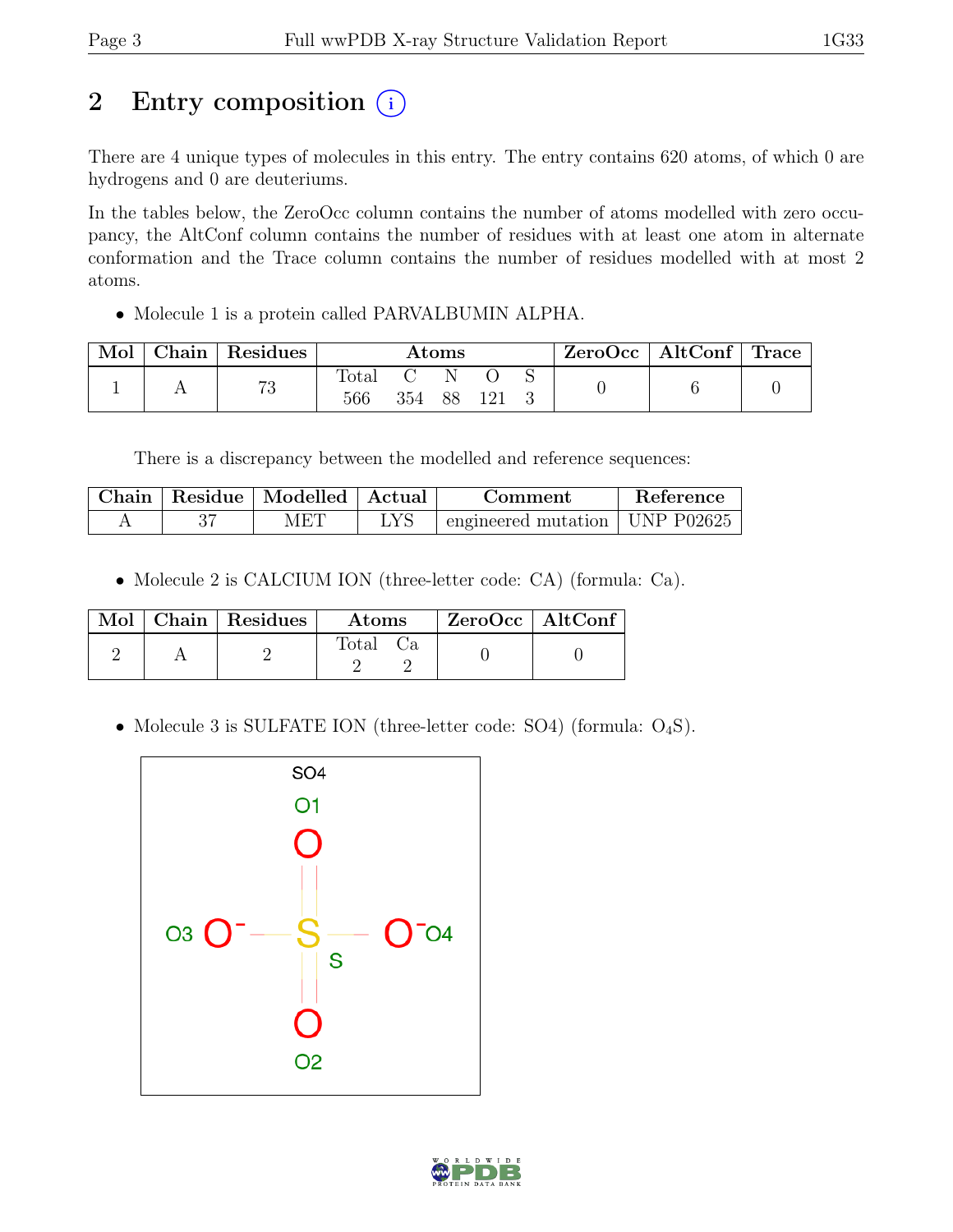# 2 Entry composition (i)

There are 4 unique types of molecules in this entry. The entry contains 620 atoms, of which 0 are hydrogens and 0 are deuteriums.

In the tables below, the ZeroOcc column contains the number of atoms modelled with zero occupancy, the AltConf column contains the number of residues with at least one atom in alternate conformation and the Trace column contains the number of residues modelled with at most 2 atoms.

- Molecule 1 is a protein called PARVALBUMIN ALPHA.

| Mol | Chain | Residues | Atoms | | | | | ZeroOcc | AltConf | Trace |
|---|---|---|---|---|---|---|---|---|---|---|
| | | | Total | C | N | O | S | | | |
| 1 | A | 73 | 566 | 354 | 88 | 121 | 3 | 0 | 6 | 0 |

There is a discrepancy between the modelled and reference sequences:

| Chain | Residue | Modelled | Actual | Comment | Reference |
|---|---|---|---|---|---|
| A | 37 | MET | LYS | engineered mutation | UNP P02625 |

- Molecule 2 is CALCIUM ION (three-letter code: CA) (formula: Ca).

| Mol | Chain | Residues | Atoms | | ZeroOcc | AltConf |
|---|---|---|---|---|---|---|
| | | | Total | Ca | | |
| 2 | A | 2 | 2 | 2 | 0 | 0 |

- Molecule 3 is SULFATE ION (three-letter code: SO4) (formula: $O_4S$).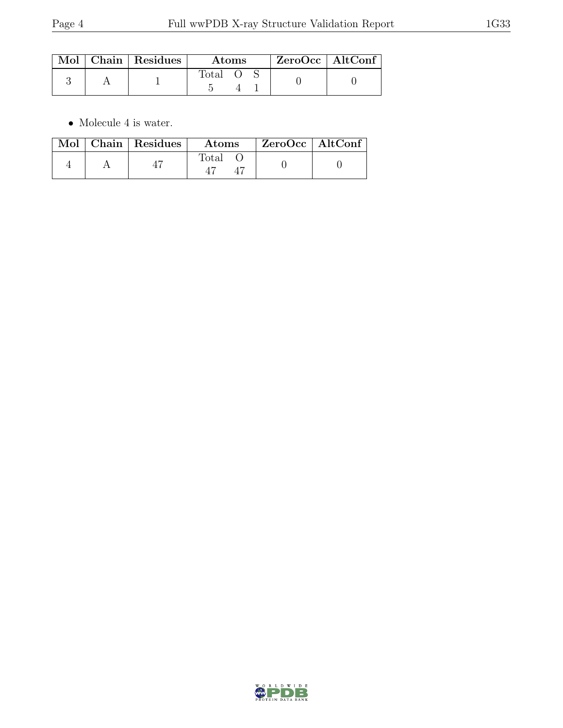| Mol | Chain | Residues | Atoms | | | ZeroOcc | AltConf |
|---|---|---|---|---|---|---|---|
| | | | Total | O | S | | |
| 3 | A | 1 | 5 | 4 | 1 | 0 | 0 |

- Molecule 4 is water.

| Mol | Chain | Residues | Atoms | | ZeroOcc | AltConf |
|---|---|---|---|---|---|---|
| | | | Total | O | | |
| 4 | A | 47 | 47 | 47 | 0 | 0 |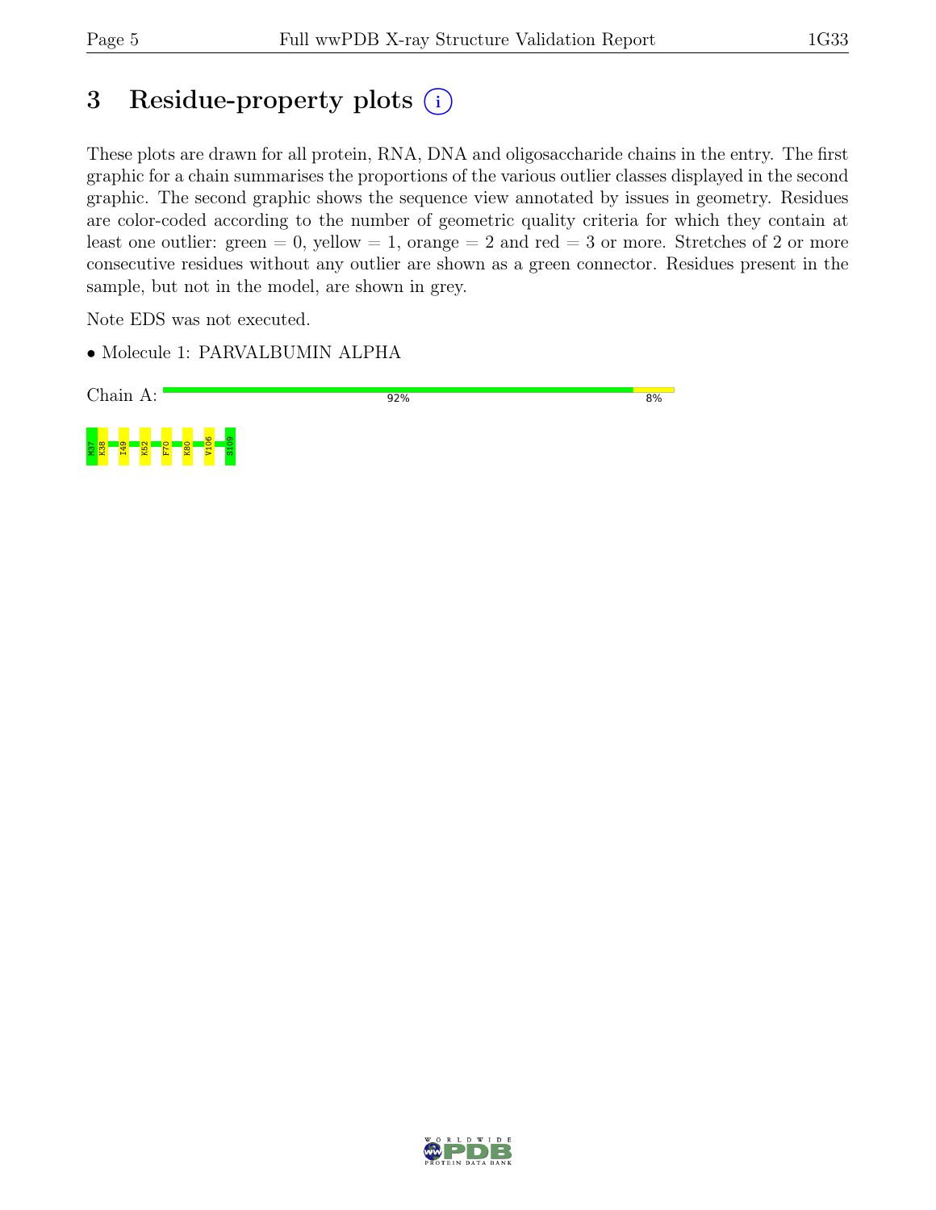# 3 Residue-property plots (i)

These plots are drawn for all protein, RNA, DNA and oligosaccharide chains in the entry. The first graphic for a chain summarises the proportions of the various outlier classes displayed in the second graphic. The second graphic shows the sequence view annotated by issues in geometry. Residues are color-coded according to the number of geometric quality criteria for which they contain at least one outlier: green = 0, yellow = 1, orange = 2 and red = 3 or more. Stretches of 2 or more consecutive residues without any outlier are shown as a green connector. Residues present in the sample, but not in the model, are shown in grey.

Note EDS was not executed.

- Molecule 1: PARVALBUMIN ALPHA

Chain A: 92% | 8%

M37 K38 I49 K52 F70 K80 V106 S109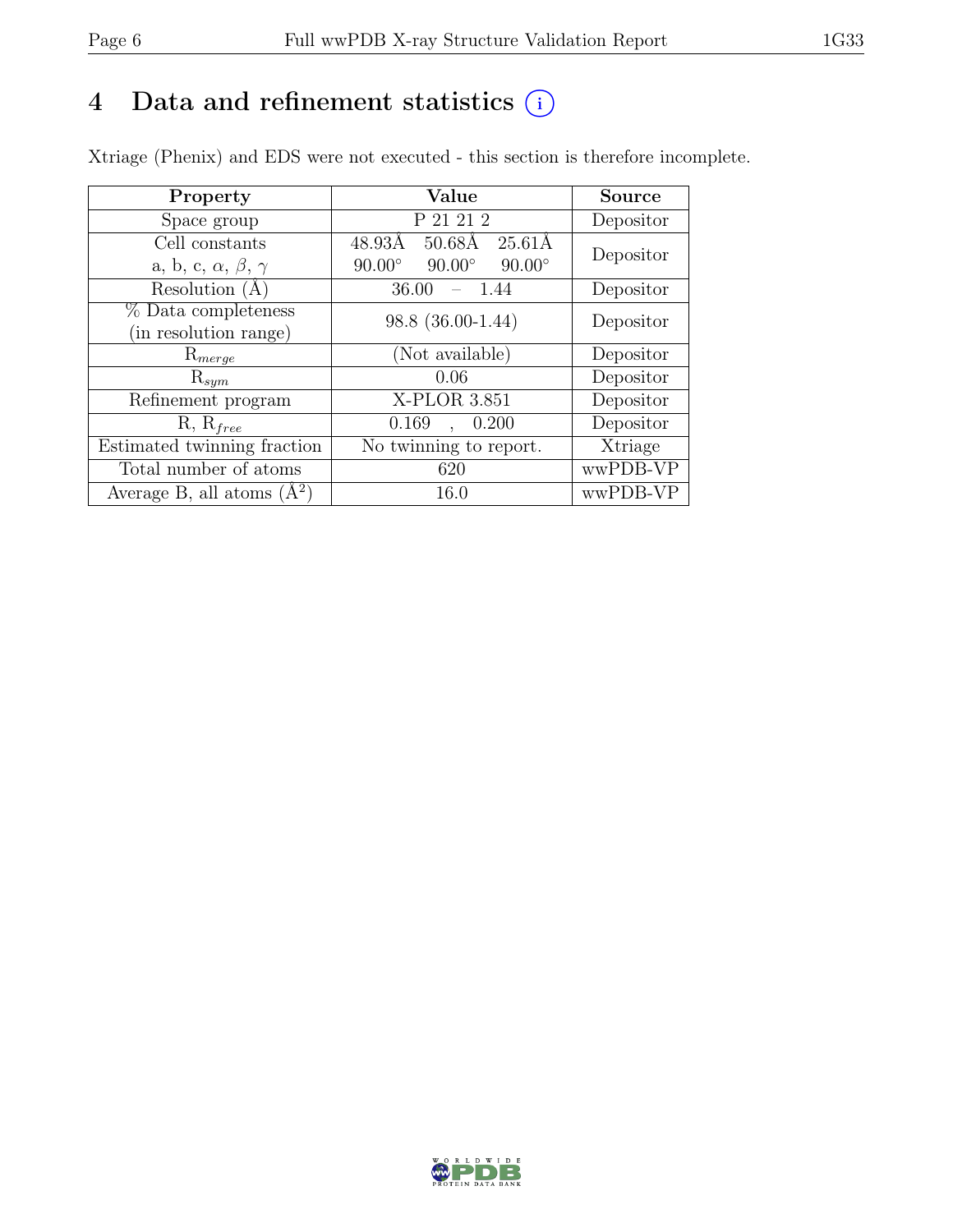# 4 Data and refinement statistics

Xtriage (Phenix) and EDS were not executed - this section is therefore incomplete.

| Property | Value | Source |
|---|---|---|
| Space group | P 21 21 2 | Depositor |
| Cell constants<br>a, b, c, $\alpha$, $\beta$, $\gamma$ | 48.93Å 50.68Å 25.61Å<br>90.00° 90.00° 90.00° | Depositor |
| Resolution (Å) | 36.00 – 1.44 | Depositor |
| % Data completeness<br>(in resolution range) | 98.8 (36.00-1.44) | Depositor |
| $R_{merge}$ | (Not available) | Depositor |
| $R_{sym}$ | 0.06 | Depositor |
| Refinement program | X-PLOR 3.851 | Depositor |
| R, $R_{free}$ | 0.169 , 0.200 | Depositor |
| Estimated twinning fraction | No twinning to report. | Xtriage |
| Total number of atoms | 620 | wwPDB-VP |
| Average B, all atoms ($Å^2$) | 16.0 | wwPDB-VP |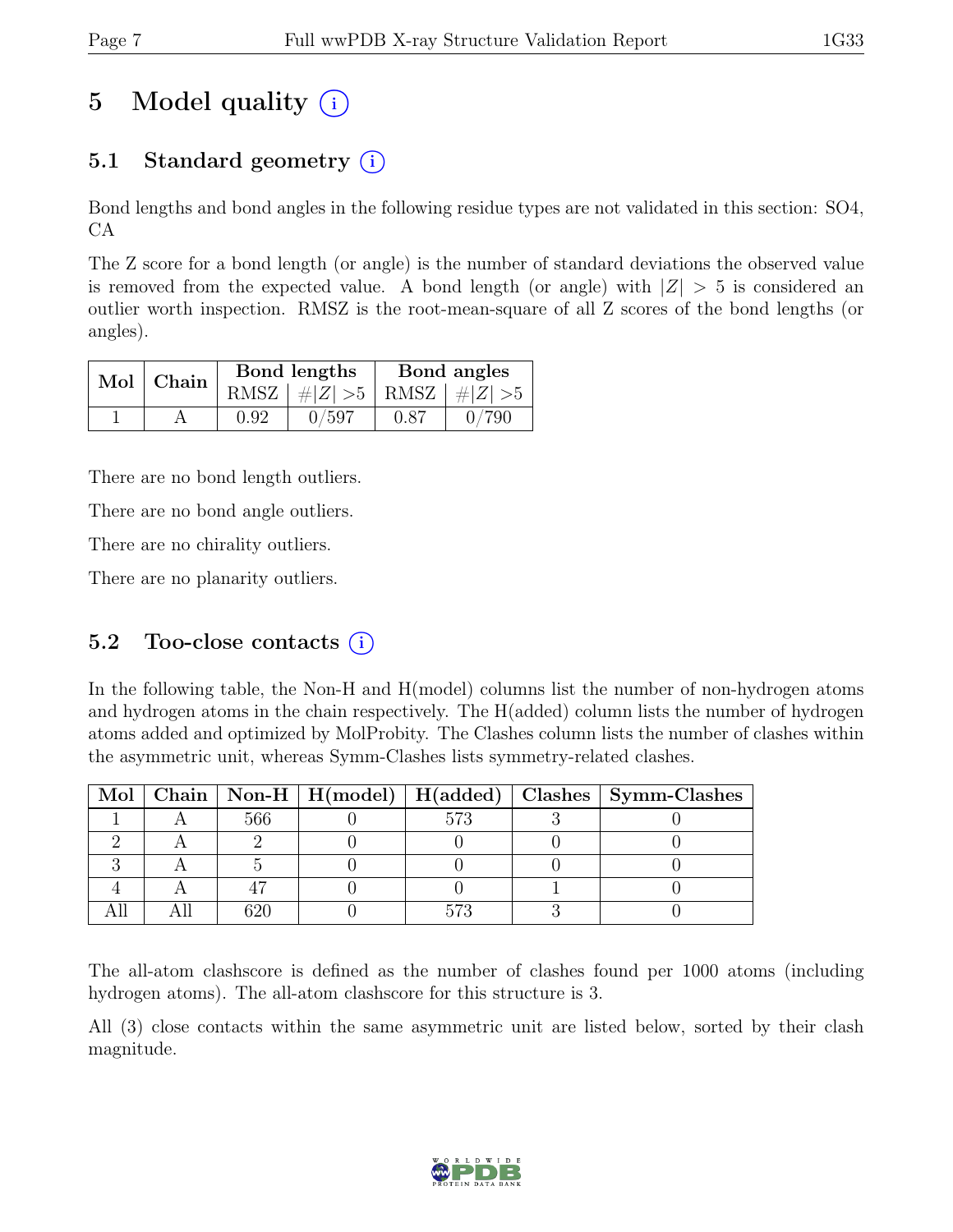# 5 Model quality (i)

## 5.1 Standard geometry (i)

Bond lengths and bond angles in the following residue types are not validated in this section: SO4, CA

The Z score for a bond length (or angle) is the number of standard deviations the observed value is removed from the expected value. A bond length (or angle) with $|Z| > 5$ is considered an outlier worth inspection. RMSZ is the root-mean-square of all Z scores of the bond lengths (or angles).

| Mol | Chain | Bond lengths | | Bond angles | |
|---|---|---|---|---|---|
| | | RMSZ | $\#|Z|>5$ | RMSZ | $\#|Z|>5$ |
| 1 | A | 0.92 | 0/597 | 0.87 | 0/790 |

There are no bond length outliers.

There are no bond angle outliers.

There are no chirality outliers.

There are no planarity outliers.

## 5.2 Too-close contacts (i)

In the following table, the Non-H and H(model) columns list the number of non-hydrogen atoms and hydrogen atoms in the chain respectively. The H(added) column lists the number of hydrogen atoms added and optimized by MolProbity. The Clashes column lists the number of clashes within the asymmetric unit, whereas Symm-Clashes lists symmetry-related clashes.

| Mol | Chain | Non-H | H(model) | H(added) | Clashes | Symm-Clashes |
|---|---|---|---|---|---|---|
| 1 | A | 566 | 0 | 573 | 3 | 0 |
| 2 | A | 2 | 0 | 0 | 0 | 0 |
| 3 | A | 5 | 0 | 0 | 0 | 0 |
| 4 | A | 47 | 0 | 0 | 1 | 0 |
| All | All | 620 | 0 | 573 | 3 | 0 |

The all-atom clashscore is defined as the number of clashes found per 1000 atoms (including hydrogen atoms). The all-atom clashscore for this structure is 3.

All (3) close contacts within the same asymmetric unit are listed below, sorted by their clash magnitude.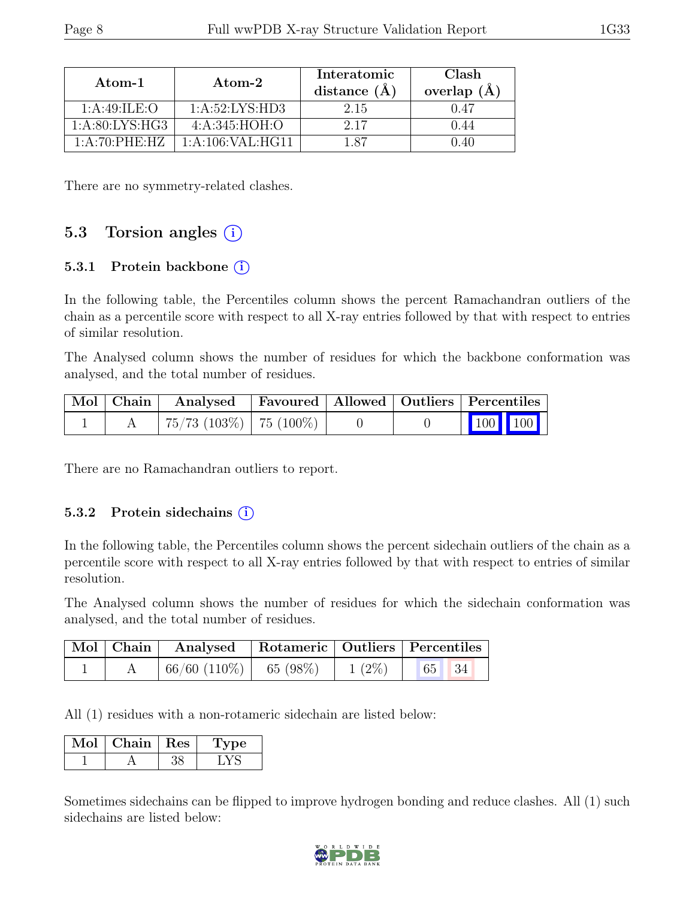| Atom-1 | Atom-2 | Interatomic distance (Å) | Clash overlap (Å) |
|---|---|---|---|
| 1:A:49:ILE:O | 1:A:52:LYS:HD3 | 2.15 | 0.47 |
| 1:A:80:LYS:HG3 | 4:A:345:HOH:O | 2.17 | 0.44 |
| 1:A:70:PHE:HZ | 1:A:106:VAL:HG11 | 1.87 | 0.40 |

There are no symmetry-related clashes.

## 5.3 Torsion angles

### 5.3.1 Protein backbone

In the following table, the Percentiles column shows the percent Ramachandran outliers of the chain as a percentile score with respect to all X-ray entries followed by that with respect to entries of similar resolution.

The Analysed column shows the number of residues for which the backbone conformation was analysed, and the total number of residues.

| Mol | Chain | Analysed | Favoured | Allowed | Outliers | Percentiles | |
|---|---|---|---|---|---|---|---|
| 1 | A | 75/73 (103%) | 75 (100%) | 0 | 0 | 100 | 100 |

There are no Ramachandran outliers to report.

### 5.3.2 Protein sidechains

In the following table, the Percentiles column shows the percent sidechain outliers of the chain as a percentile score with respect to all X-ray entries followed by that with respect to entries of similar resolution.

The Analysed column shows the number of residues for which the sidechain conformation was analysed, and the total number of residues.

| Mol | Chain | Analysed | Rotameric | Outliers | Percentiles | |
|---|---|---|---|---|---|---|
| 1 | A | 66/60 (110%) | 65 (98%) | 1 (2%) | 65 | 34 |

All (1) residues with a non-rotameric sidechain are listed below:

| Mol | Chain | Res | Type |
|---|---|---|---|
| 1 | A | 38 | LYS |

Sometimes sidechains can be flipped to improve hydrogen bonding and reduce clashes. All (1) such sidechains are listed below: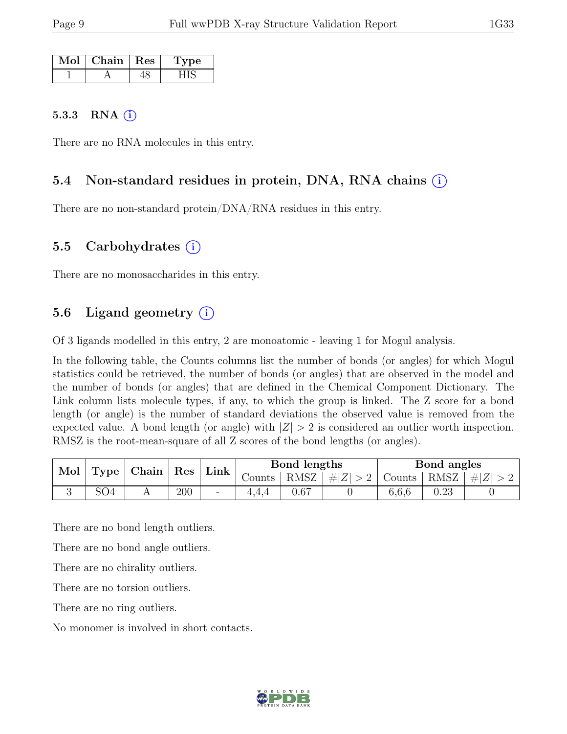| Mol | Chain | Res | Type |
|---|---|---|---|
| 1 | A | 48 | HIS |

### 5.3.3 RNA (i)

There are no RNA molecules in this entry.

## 5.4 Non-standard residues in protein, DNA, RNA chains (i)

There are no non-standard protein/DNA/RNA residues in this entry.

## 5.5 Carbohydrates (i)

There are no monosaccharides in this entry.

## 5.6 Ligand geometry (i)

Of 3 ligands modelled in this entry, 2 are monoatomic - leaving 1 for Mogul analysis.

In the following table, the Counts columns list the number of bonds (or angles) for which Mogul statistics could be retrieved, the number of bonds (or angles) that are observed in the model and the number of bonds (or angles) that are defined in the Chemical Component Dictionary. The Link column lists molecule types, if any, to which the group is linked. The Z score for a bond length (or angle) is the number of standard deviations the observed value is removed from the expected value. A bond length (or angle) with $|Z| > 2$ is considered an outlier worth inspection. RMSZ is the root-mean-square of all Z scores of the bond lengths (or angles).

| Mol | Type | Chain | Res | Link | Bond lengths | | | Bond angles | | |
|---|---|---|---|---|---|---|---|---|---|---|
| | | | | | Counts | RMSZ | $\#\|Z\| > 2$ | Counts | RMSZ | $\#\|Z\| > 2$ |
| 3 | SO4 | A | 200 | - | 4,4,4 | 0.67 | 0 | 6,6,6 | 0.23 | 0 |

There are no bond length outliers.

There are no bond angle outliers.

There are no chirality outliers.

There are no torsion outliers.

There are no ring outliers.

No monomer is involved in short contacts.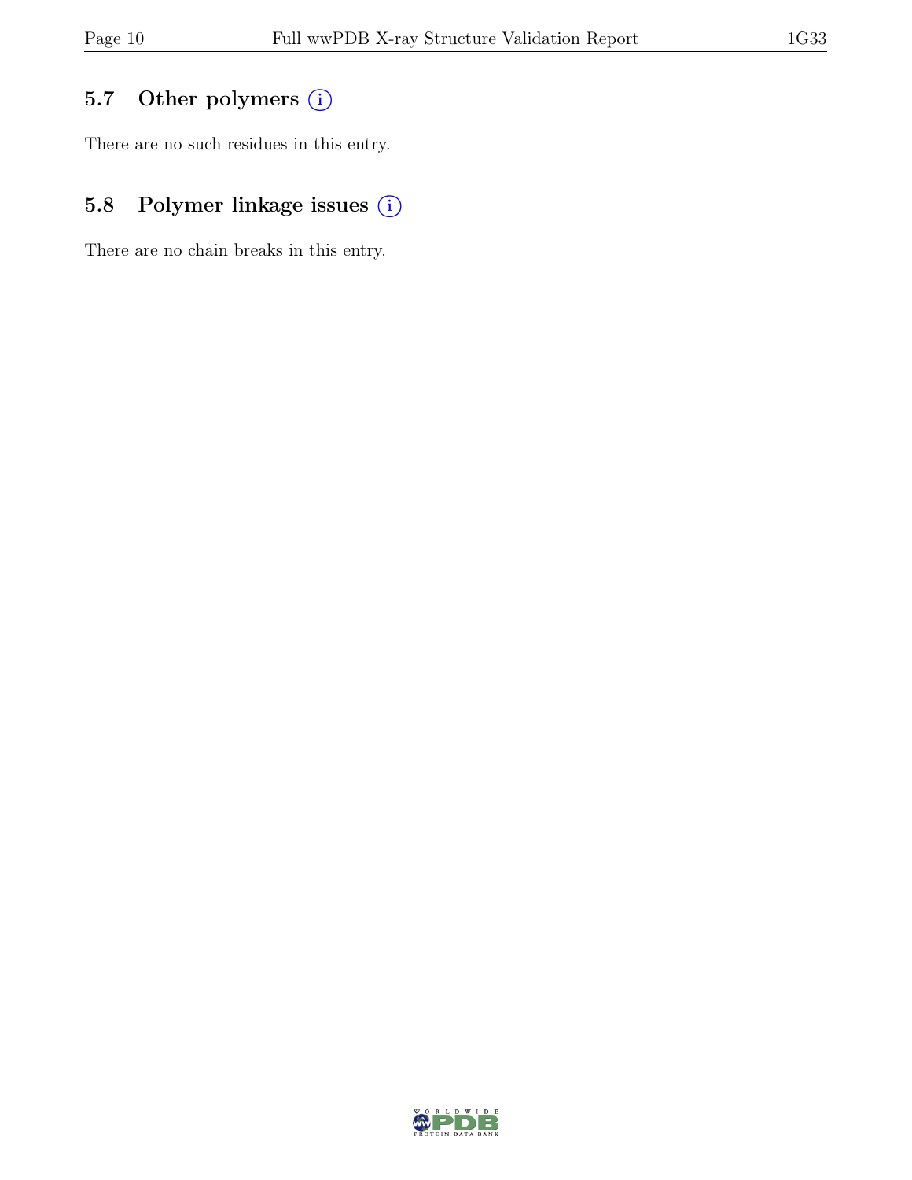## 5.7 Other polymers

There are no such residues in this entry.

## 5.8 Polymer linkage issues

There are no chain breaks in this entry.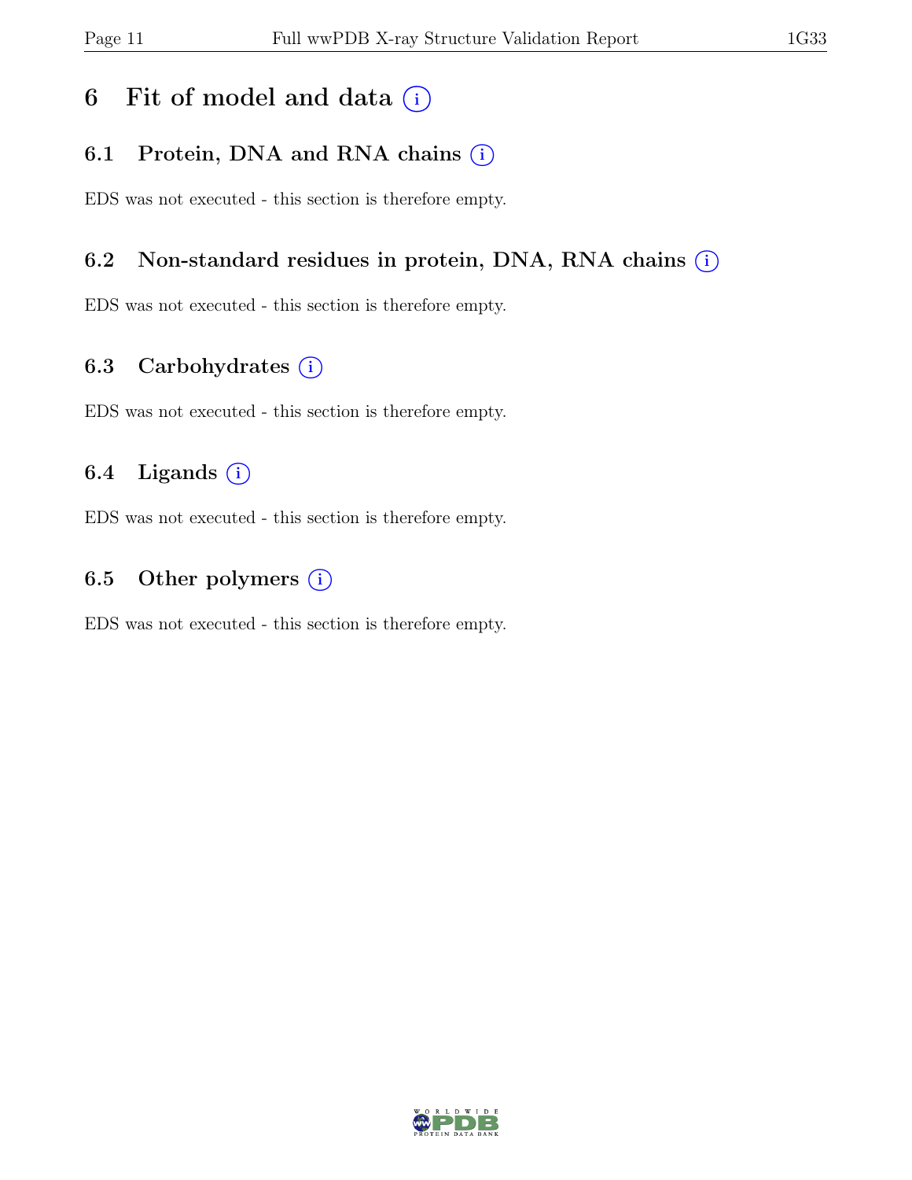# 6 Fit of model and data

## 6.1 Protein, DNA and RNA chains

EDS was not executed - this section is therefore empty.

## 6.2 Non-standard residues in protein, DNA, RNA chains

EDS was not executed - this section is therefore empty.

## 6.3 Carbohydrates

EDS was not executed - this section is therefore empty.

## 6.4 Ligands

EDS was not executed - this section is therefore empty.

## 6.5 Other polymers

EDS was not executed - this section is therefore empty.